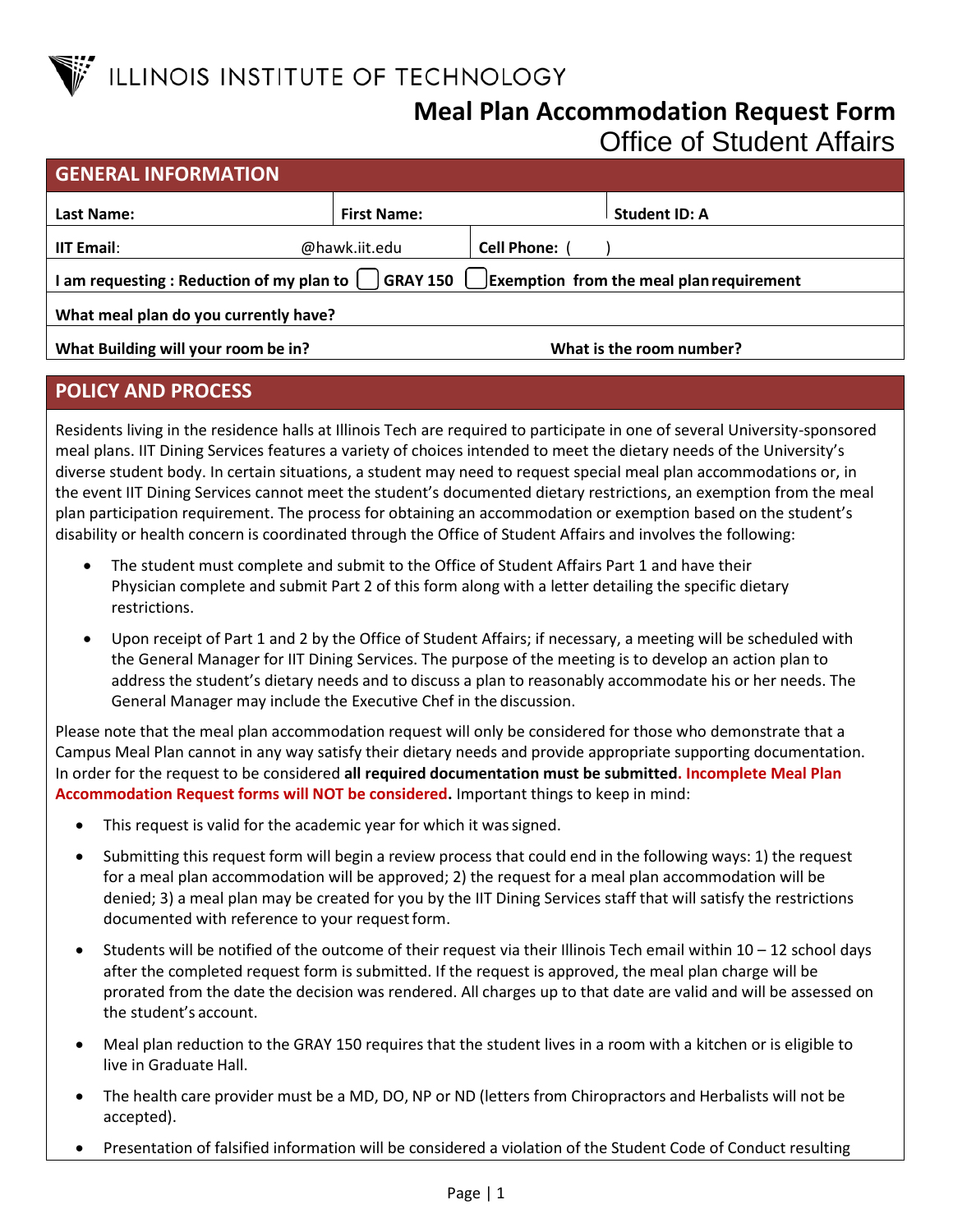ILLINOIS INSTITUTE OF TECHNOLOGY

# Meal Plan Accommodation Request Form

## Office of Student Affairs

## GENERAL INFORMATION

| Last Name: | First Name: | Student ID: A |
|---|---|---|
| IIT Email: @hawk.iit.edu | Cell Phone: ( ) | |
| I am requesting : Reduction of my plan to ☐ GRAY 150 ☐ Exemption from the meal plan requirement | | |
| What meal plan do you currently have? | | |
| What Building will your room be in? | What is the room number? | |

## POLICY AND PROCESS

Residents living in the residence halls at Illinois Tech are required to participate in one of several University-sponsored meal plans. IIT Dining Services features a variety of choices intended to meet the dietary needs of the University's diverse student body. In certain situations, a student may need to request special meal plan accommodations or, in the event IIT Dining Services cannot meet the student's documented dietary restrictions, an exemption from the meal plan participation requirement. The process for obtaining an accommodation or exemption based on the student's disability or health concern is coordinated through the Office of Student Affairs and involves the following:

- The student must complete and submit to the Office of Student Affairs Part 1 and have their Physician complete and submit Part 2 of this form along with a letter detailing the specific dietary restrictions.
- Upon receipt of Part 1 and 2 by the Office of Student Affairs; if necessary, a meeting will be scheduled with the General Manager for IIT Dining Services. The purpose of the meeting is to develop an action plan to address the student's dietary needs and to discuss a plan to reasonably accommodate his or her needs. The General Manager may include the Executive Chef in the discussion.

Please note that the meal plan accommodation request will only be considered for those who demonstrate that a Campus Meal Plan cannot in any way satisfy their dietary needs and provide appropriate supporting documentation. In order for the request to be considered **all required documentation must be submitted. Incomplete Meal Plan Accommodation Request forms will NOT be considered.** Important things to keep in mind:

- This request is valid for the academic year for which it was signed.
- Submitting this request form will begin a review process that could end in the following ways: 1) the request for a meal plan accommodation will be approved; 2) the request for a meal plan accommodation will be denied; 3) a meal plan may be created for you by the IIT Dining Services staff that will satisfy the restrictions documented with reference to your request form.
- Students will be notified of the outcome of their request via their Illinois Tech email within 10 – 12 school days after the completed request form is submitted. If the request is approved, the meal plan charge will be prorated from the date the decision was rendered. All charges up to that date are valid and will be assessed on the student's account.
- Meal plan reduction to the GRAY 150 requires that the student lives in a room with a kitchen or is eligible to live in Graduate Hall.
- The health care provider must be a MD, DO, NP or ND (letters from Chiropractors and Herbalists will not be accepted).
- Presentation of falsified information will be considered a violation of the Student Code of Conduct resulting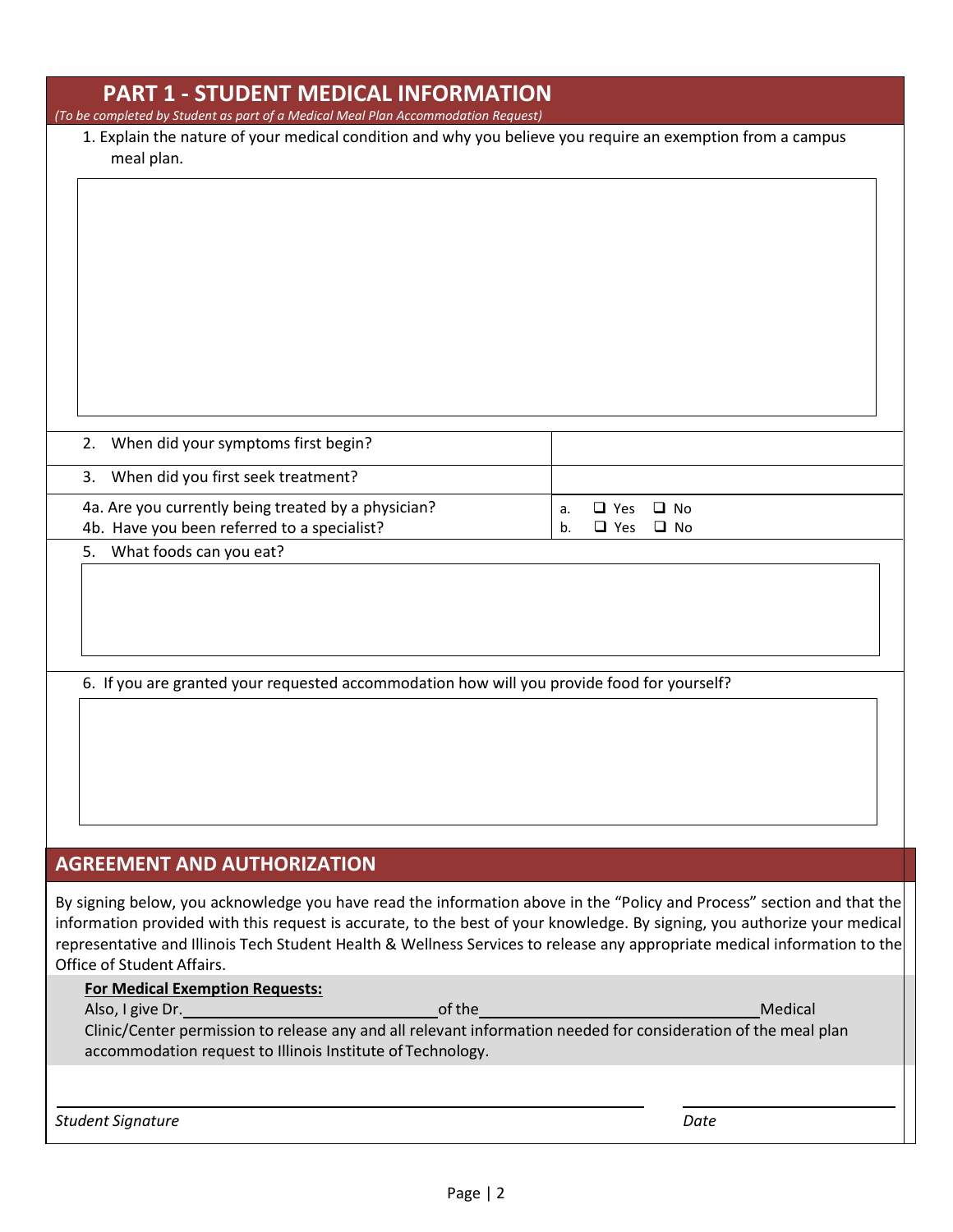## PART 1 - STUDENT MEDICAL INFORMATION

*(To be completed by Student as part of a Medical Meal Plan Accommodation Request)*

1. Explain the nature of your medical condition and why you believe you require an exemption from a campus meal plan.

| | |
|---|---|
| 2. When did your symptoms first begin? | |
| 3. When did you first seek treatment? | |
| 4a. Are you currently being treated by a physician? | a. ❑ Yes ❑ No |
| 4b. Have you been referred to a specialist? | b. ❑ Yes ❑ No |

5. What foods can you eat?

6. If you are granted your requested accommodation how will you provide food for yourself?

## AGREEMENT AND AUTHORIZATION

By signing below, you acknowledge you have read the information above in the "Policy and Process" section and that the information provided with this request is accurate, to the best of your knowledge. By signing, you authorize your medical representative and Illinois Tech Student Health & Wellness Services to release any appropriate medical information to the Office of Student Affairs.

**For Medical Exemption Requests:**

Also, I give Dr.\_\_\_\_\_\_\_\_\_\_\_\_\_\_\_\_\_\_\_\_\_\_\_\_\_\_ of the \_\_\_\_\_\_\_\_\_\_\_\_\_\_\_\_\_\_\_\_\_\_\_\_\_\_\_\_\_\_ Medical Clinic/Center permission to release any and all relevant information needed for consideration of the meal plan accommodation request to Illinois Institute of Technology.

\_\_\_\_\_\_\_\_\_\_\_\_\_\_\_\_\_\_\_\_\_\_\_\_\_\_\_\_\_\_\_\_\_\_\_\_\_\_\_\_\_\_\_\_ \_\_\_\_\_\_\_\_\_\_\_\_\_\_\_\_\_\_\_\_

*Student Signature* *Date*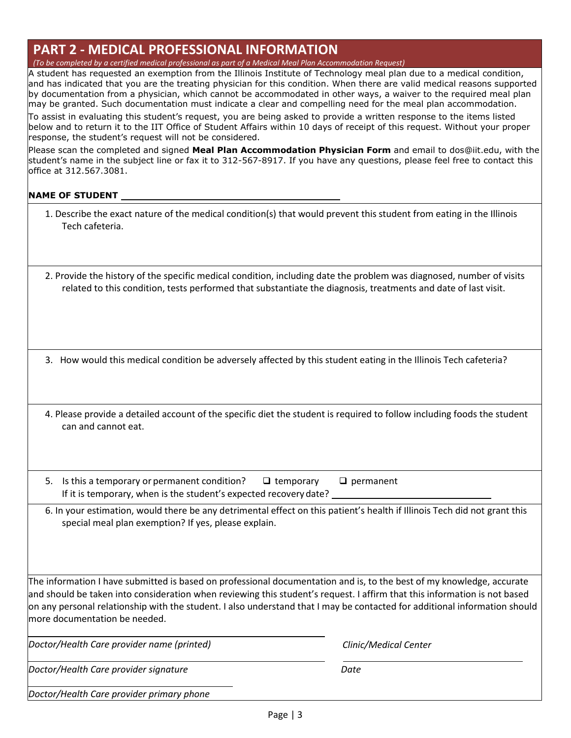## PART 2 - MEDICAL PROFESSIONAL INFORMATION

*(To be completed by a certified medical professional as part of a Medical Meal Plan Accommodation Request)*

A student has requested an exemption from the Illinois Institute of Technology meal plan due to a medical condition, and has indicated that you are the treating physician for this condition. When there are valid medical reasons supported by documentation from a physician, which cannot be accommodated in other ways, a waiver to the required meal plan may be granted. Such documentation must indicate a clear and compelling need for the meal plan accommodation.

To assist in evaluating this student's request, you are being asked to provide a written response to the items listed below and to return it to the IIT Office of Student Affairs within 10 days of receipt of this request. Without your proper response, the student's request will not be considered.

Please scan the completed and signed **Meal Plan Accommodation Physician Form** and email to dos@iit.edu, with the student's name in the subject line or fax it to 312-567-8917. If you have any questions, please feel free to contact this office at 312.567.3081.

**NAME OF STUDENT** ________________________________________

1. Describe the exact nature of the medical condition(s) that would prevent this student from eating in the Illinois Tech cafeteria.

2. Provide the history of the specific medical condition, including date the problem was diagnosed, number of visits related to this condition, tests performed that substantiate the diagnosis, treatments and date of last visit.

3. How would this medical condition be adversely affected by this student eating in the Illinois Tech cafeteria?

4. Please provide a detailed account of the specific diet the student is required to follow including foods the student can and cannot eat.

5. Is this a temporary or permanent condition? ☐ temporary ☐ permanent
   If it is temporary, when is the student's expected recovery date? ______________________________

6. In your estimation, would there be any detrimental effect on this patient's health if Illinois Tech did not grant this special meal plan exemption? If yes, please explain.

The information I have submitted is based on professional documentation and is, to the best of my knowledge, accurate and should be taken into consideration when reviewing this student's request. I affirm that this information is not based on any personal relationship with the student. I also understand that I may be contacted for additional information should more documentation be needed.

________________________________________
*Doctor/Health Care provider name (printed)* *Clinic/Medical Center*

________________________________________ ______________________________
*Doctor/Health Care provider signature* *Date*

______________________________
*Doctor/Health Care provider primary phone*